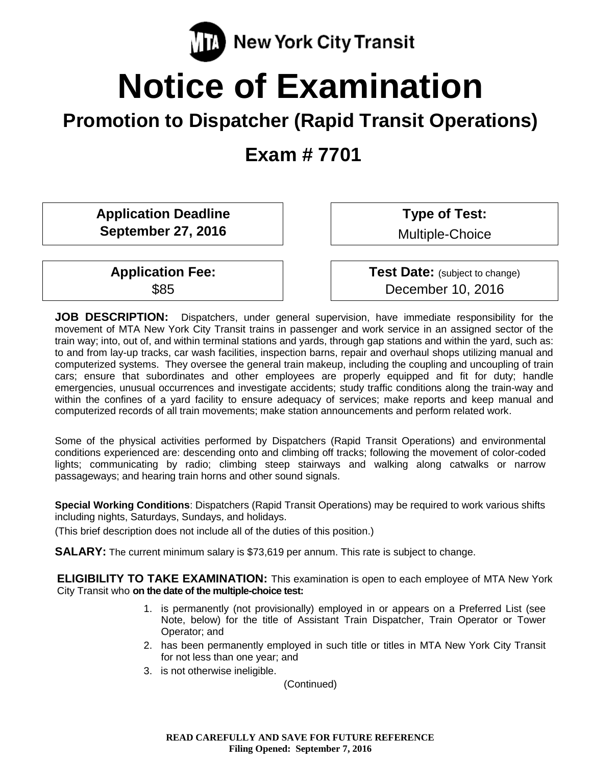New York City Transit

# Notice of Examination

## Promotion to Dispatcher (Rapid Transit Operations)

## Exam # 7701

| **Application Deadline** September 27, 2016 | **Type of Test:** Multiple-Choice |
|---|---|
| **Application Fee:** $85 | **Test Date:** (subject to change) December 10, 2016 |

**JOB DESCRIPTION:** Dispatchers, under general supervision, have immediate responsibility for the movement of MTA New York City Transit trains in passenger and work service in an assigned sector of the train way; into, out of, and within terminal stations and yards, through gap stations and within the yard, such as: to and from lay-up tracks, car wash facilities, inspection barns, repair and overhaul shops utilizing manual and computerized systems. They oversee the general train makeup, including the coupling and uncoupling of train cars; ensure that subordinates and other employees are properly equipped and fit for duty; handle emergencies, unusual occurrences and investigate accidents; study traffic conditions along the train-way and within the confines of a yard facility to ensure adequacy of services; make reports and keep manual and computerized records of all train movements; make station announcements and perform related work.

Some of the physical activities performed by Dispatchers (Rapid Transit Operations) and environmental conditions experienced are: descending onto and climbing off tracks; following the movement of color-coded lights; communicating by radio; climbing steep stairways and walking along catwalks or narrow passageways; and hearing train horns and other sound signals.

**Special Working Conditions**: Dispatchers (Rapid Transit Operations) may be required to work various shifts including nights, Saturdays, Sundays, and holidays.

(This brief description does not include all of the duties of this position.)

**SALARY:** The current minimum salary is $73,619 per annum. This rate is subject to change.

**ELIGIBILITY TO TAKE EXAMINATION:** This examination is open to each employee of MTA New York City Transit who **on the date of the multiple-choice test:**

1. is permanently (not provisionally) employed in or appears on a Preferred List (see Note, below) for the title of Assistant Train Dispatcher, Train Operator or Tower Operator; and
2. has been permanently employed in such title or titles in MTA New York City Transit for not less than one year; and
3. is not otherwise ineligible.

(Continued)

**READ CAREFULLY AND SAVE FOR FUTURE REFERENCE**
**Filing Opened: September 7, 2016**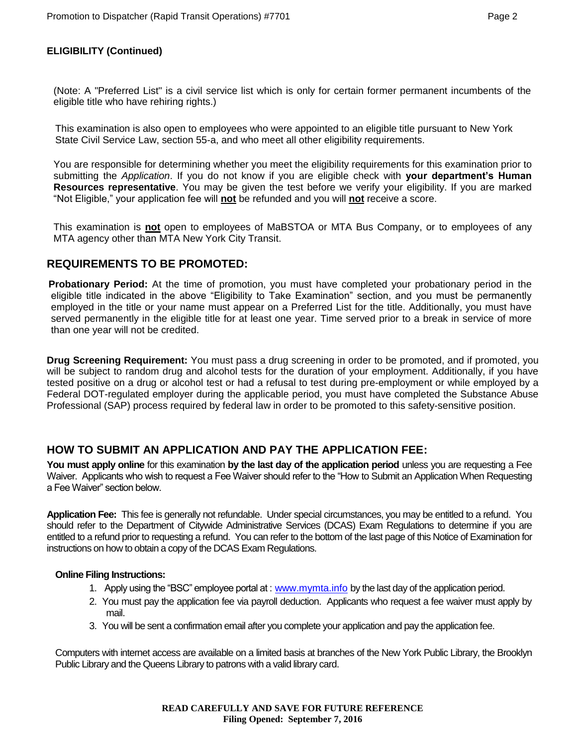## ELIGIBILITY (Continued)

(Note: A "Preferred List" is a civil service list which is only for certain former permanent incumbents of the eligible title who have rehiring rights.)

This examination is also open to employees who were appointed to an eligible title pursuant to New York State Civil Service Law, section 55-a, and who meet all other eligibility requirements.

You are responsible for determining whether you meet the eligibility requirements for this examination prior to submitting the *Application*. If you do not know if you are eligible check with **your department's Human Resources representative**. You may be given the test before we verify your eligibility. If you are marked "Not Eligible," your application fee will **not** be refunded and you will **not** receive a score.

This examination is **not** open to employees of MaBSTOA or MTA Bus Company, or to employees of any MTA agency other than MTA New York City Transit.

## REQUIREMENTS TO BE PROMOTED:

**Probationary Period:** At the time of promotion, you must have completed your probationary period in the eligible title indicated in the above "Eligibility to Take Examination" section, and you must be permanently employed in the title or your name must appear on a Preferred List for the title. Additionally, you must have served permanently in the eligible title for at least one year. Time served prior to a break in service of more than one year will not be credited.

**Drug Screening Requirement:** You must pass a drug screening in order to be promoted, and if promoted, you will be subject to random drug and alcohol tests for the duration of your employment. Additionally, if you have tested positive on a drug or alcohol test or had a refusal to test during pre-employment or while employed by a Federal DOT-regulated employer during the applicable period, you must have completed the Substance Abuse Professional (SAP) process required by federal law in order to be promoted to this safety-sensitive position.

## HOW TO SUBMIT AN APPLICATION AND PAY THE APPLICATION FEE:

**You must apply online** for this examination **by the last day of the application period** unless you are requesting a Fee Waiver. Applicants who wish to request a Fee Waiver should refer to the "How to Submit an Application When Requesting a Fee Waiver" section below.

**Application Fee:** This fee is generally not refundable. Under special circumstances, you may be entitled to a refund. You should refer to the Department of Citywide Administrative Services (DCAS) Exam Regulations to determine if you are entitled to a refund prior to requesting a refund. You can refer to the bottom of the last page of this Notice of Examination for instructions on how to obtain a copy of the DCAS Exam Regulations.

**Online Filing Instructions:**

1. Apply using the "BSC" employee portal at : www.mymta.info by the last day of the application period.
2. You must pay the application fee via payroll deduction. Applicants who request a fee waiver must apply by mail.
3. You will be sent a confirmation email after you complete your application and pay the application fee.

Computers with internet access are available on a limited basis at branches of the New York Public Library, the Brooklyn Public Library and the Queens Library to patrons with a valid library card.

**READ CAREFULLY AND SAVE FOR FUTURE REFERENCE**
**Filing Opened: September 7, 2016**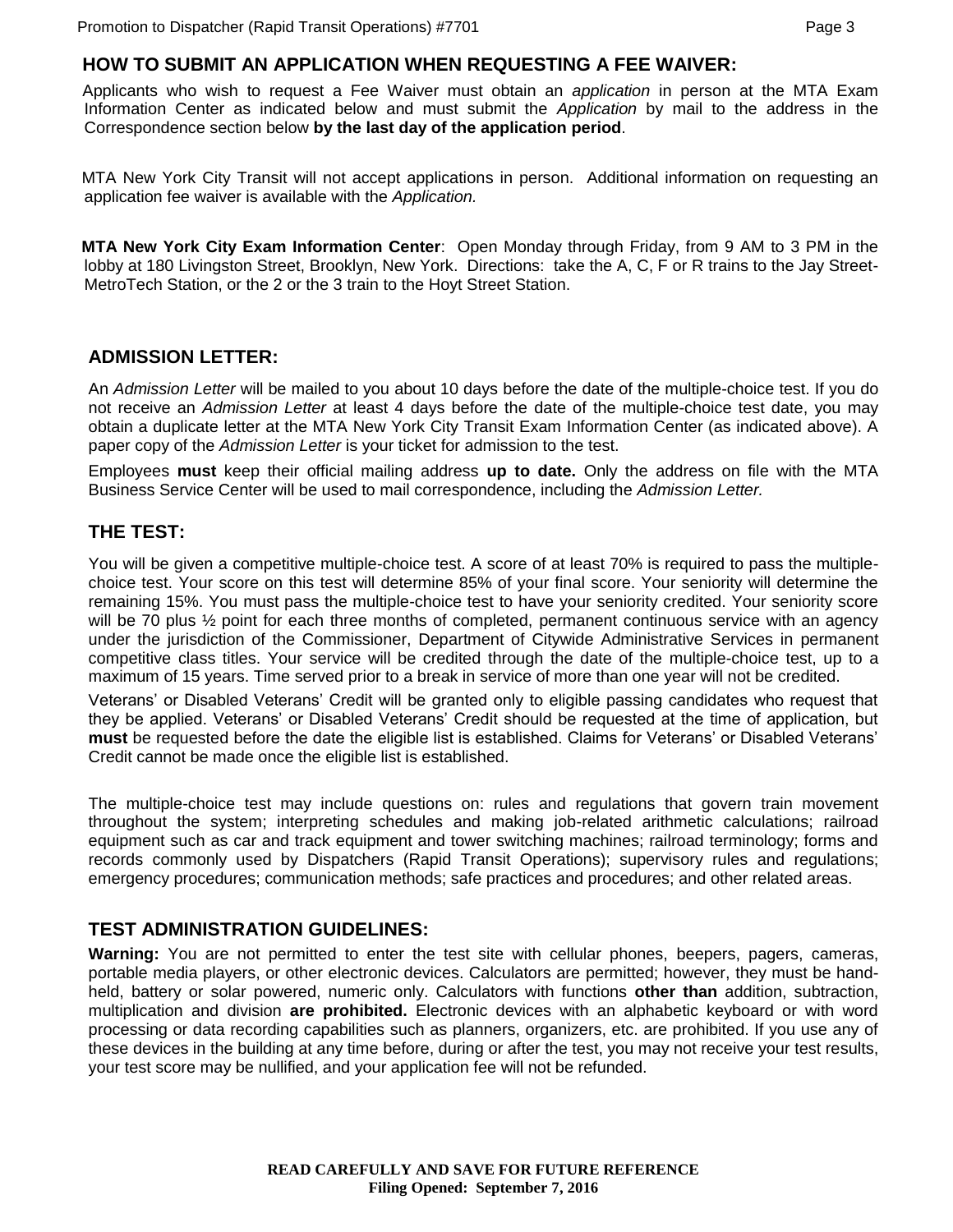## HOW TO SUBMIT AN APPLICATION WHEN REQUESTING A FEE WAIVER:

Applicants who wish to request a Fee Waiver must obtain an *application* in person at the MTA Exam Information Center as indicated below and must submit the *Application* by mail to the address in the Correspondence section below **by the last day of the application period**.

MTA New York City Transit will not accept applications in person. Additional information on requesting an application fee waiver is available with the *Application.*

**MTA New York City Exam Information Center**: Open Monday through Friday, from 9 AM to 3 PM in the lobby at 180 Livingston Street, Brooklyn, New York. Directions: take the A, C, F or R trains to the Jay Street-MetroTech Station, or the 2 or the 3 train to the Hoyt Street Station.

## ADMISSION LETTER:

An *Admission Letter* will be mailed to you about 10 days before the date of the multiple-choice test. If you do not receive an *Admission Letter* at least 4 days before the date of the multiple-choice test date, you may obtain a duplicate letter at the MTA New York City Transit Exam Information Center (as indicated above). A paper copy of the *Admission Letter* is your ticket for admission to the test.

Employees **must** keep their official mailing address **up to date.** Only the address on file with the MTA Business Service Center will be used to mail correspondence, including the *Admission Letter.*

## THE TEST:

You will be given a competitive multiple-choice test. A score of at least 70% is required to pass the multiple-choice test. Your score on this test will determine 85% of your final score. Your seniority will determine the remaining 15%. You must pass the multiple-choice test to have your seniority credited. Your seniority score will be 70 plus ½ point for each three months of completed, permanent continuous service with an agency under the jurisdiction of the Commissioner, Department of Citywide Administrative Services in permanent competitive class titles. Your service will be credited through the date of the multiple-choice test, up to a maximum of 15 years. Time served prior to a break in service of more than one year will not be credited.

Veterans' or Disabled Veterans' Credit will be granted only to eligible passing candidates who request that they be applied. Veterans' or Disabled Veterans' Credit should be requested at the time of application, but **must** be requested before the date the eligible list is established. Claims for Veterans' or Disabled Veterans' Credit cannot be made once the eligible list is established.

The multiple-choice test may include questions on: rules and regulations that govern train movement throughout the system; interpreting schedules and making job-related arithmetic calculations; railroad equipment such as car and track equipment and tower switching machines; railroad terminology; forms and records commonly used by Dispatchers (Rapid Transit Operations); supervisory rules and regulations; emergency procedures; communication methods; safe practices and procedures; and other related areas.

## TEST ADMINISTRATION GUIDELINES:

**Warning:** You are not permitted to enter the test site with cellular phones, beepers, pagers, cameras, portable media players, or other electronic devices. Calculators are permitted; however, they must be hand-held, battery or solar powered, numeric only. Calculators with functions **other than** addition, subtraction, multiplication and division **are prohibited.** Electronic devices with an alphabetic keyboard or with word processing or data recording capabilities such as planners, organizers, etc. are prohibited. If you use any of these devices in the building at any time before, during or after the test, you may not receive your test results, your test score may be nullified, and your application fee will not be refunded.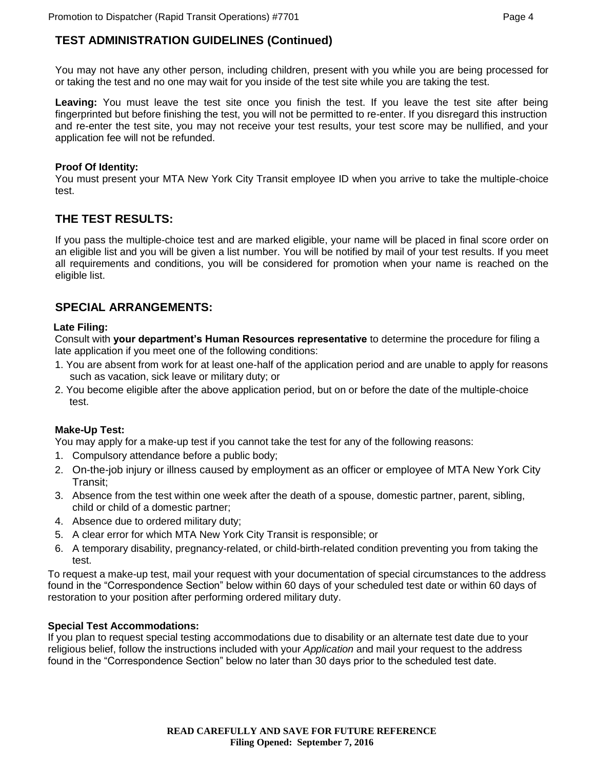## TEST ADMINISTRATION GUIDELINES (Continued)

You may not have any other person, including children, present with you while you are being processed for or taking the test and no one may wait for you inside of the test site while you are taking the test.

**Leaving:** You must leave the test site once you finish the test. If you leave the test site after being fingerprinted but before finishing the test, you will not be permitted to re-enter. If you disregard this instruction and re-enter the test site, you may not receive your test results, your test score may be nullified, and your application fee will not be refunded.

**Proof Of Identity:**
You must present your MTA New York City Transit employee ID when you arrive to take the multiple-choice test.

## THE TEST RESULTS:

If you pass the multiple-choice test and are marked eligible, your name will be placed in final score order on an eligible list and you will be given a list number. You will be notified by mail of your test results. If you meet all requirements and conditions, you will be considered for promotion when your name is reached on the eligible list.

## SPECIAL ARRANGEMENTS:

**Late Filing:**
Consult with **your department's Human Resources representative** to determine the procedure for filing a late application if you meet one of the following conditions:

1. You are absent from work for at least one-half of the application period and are unable to apply for reasons such as vacation, sick leave or military duty; or
2. You become eligible after the above application period, but on or before the date of the multiple-choice test.

**Make-Up Test:**
You may apply for a make-up test if you cannot take the test for any of the following reasons:

1. Compulsory attendance before a public body;
2. On-the-job injury or illness caused by employment as an officer or employee of MTA New York City Transit;
3. Absence from the test within one week after the death of a spouse, domestic partner, parent, sibling, child or child of a domestic partner;
4. Absence due to ordered military duty;
5. A clear error for which MTA New York City Transit is responsible; or
6. A temporary disability, pregnancy-related, or child-birth-related condition preventing you from taking the test.

To request a make-up test, mail your request with your documentation of special circumstances to the address found in the "Correspondence Section" below within 60 days of your scheduled test date or within 60 days of restoration to your position after performing ordered military duty.

**Special Test Accommodations:**
If you plan to request special testing accommodations due to disability or an alternate test date due to your religious belief, follow the instructions included with your *Application* and mail your request to the address found in the "Correspondence Section" below no later than 30 days prior to the scheduled test date.

**READ CAREFULLY AND SAVE FOR FUTURE REFERENCE**
**Filing Opened: September 7, 2016**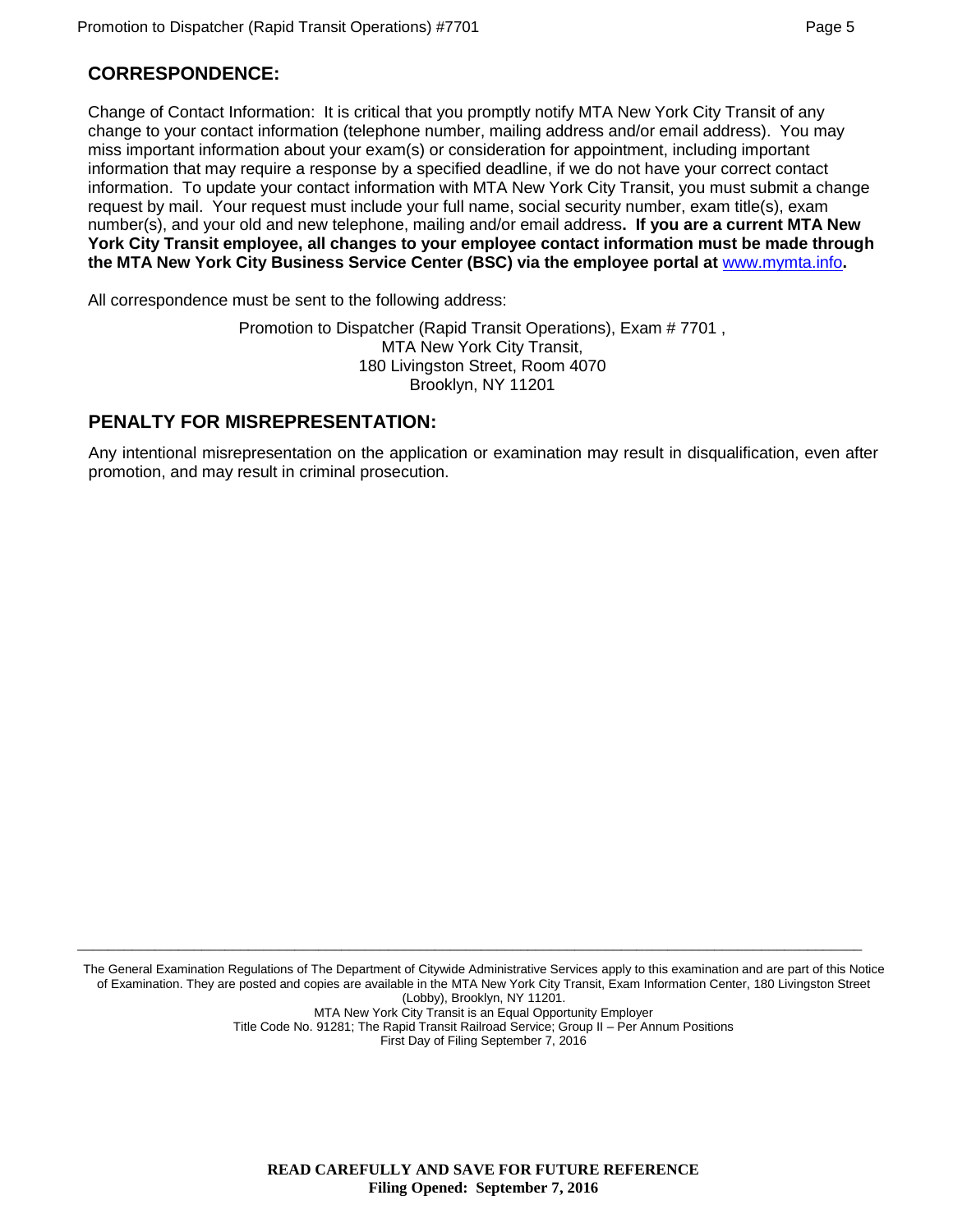## CORRESPONDENCE:

Change of Contact Information: It is critical that you promptly notify MTA New York City Transit of any change to your contact information (telephone number, mailing address and/or email address). You may miss important information about your exam(s) or consideration for appointment, including important information that may require a response by a specified deadline, if we do not have your correct contact information. To update your contact information with MTA New York City Transit, you must submit a change request by mail. Your request must include your full name, social security number, exam title(s), exam number(s), and your old and new telephone, mailing and/or email address**. If you are a current MTA New York City Transit employee, all changes to your employee contact information must be made through the MTA New York City Business Service Center (BSC) via the employee portal at** www.mymta.info**.**

All correspondence must be sent to the following address:

Promotion to Dispatcher (Rapid Transit Operations), Exam # 7701 ,
MTA New York City Transit,
180 Livingston Street, Room 4070
Brooklyn, NY 11201

## PENALTY FOR MISREPRESENTATION:

Any intentional misrepresentation on the application or examination may result in disqualification, even after promotion, and may result in criminal prosecution.

---

The General Examination Regulations of The Department of Citywide Administrative Services apply to this examination and are part of this Notice of Examination. They are posted and copies are available in the MTA New York City Transit, Exam Information Center, 180 Livingston Street (Lobby), Brooklyn, NY 11201.
MTA New York City Transit is an Equal Opportunity Employer
Title Code No. 91281; The Rapid Transit Railroad Service; Group II – Per Annum Positions
First Day of Filing September 7, 2016

**READ CAREFULLY AND SAVE FOR FUTURE REFERENCE**
**Filing Opened: September 7, 2016**